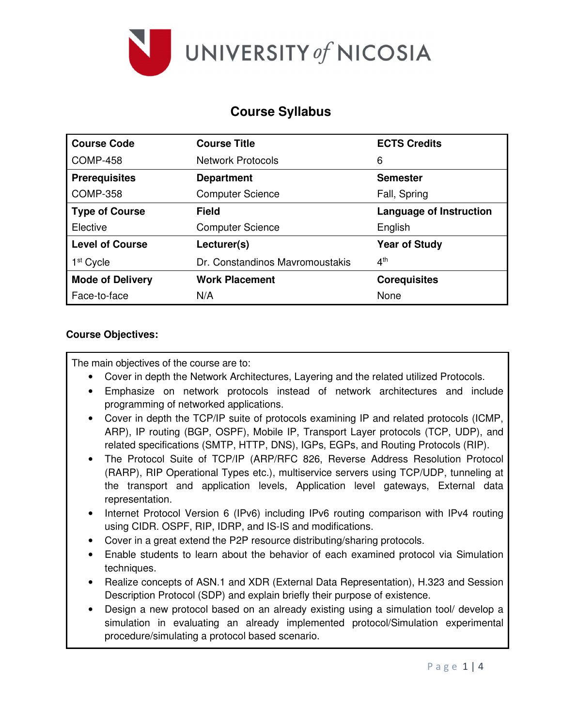UNIVERSITY *of* NICOSIA

# Course Syllabus

| Course Code | Course Title | ECTS Credits |
|---|---|---|
| COMP-458 | Network Protocols | 6 |
| **Prerequisites** | **Department** | **Semester** |
| COMP-358 | Computer Science | Fall, Spring |
| **Type of Course** | **Field** | **Language of Instruction** |
| Elective | Computer Science | English |
| **Level of Course** | **Lecturer(s)** | **Year of Study** |
| 1st Cycle | Dr. Constandinos Mavromoustakis | 4th |
| **Mode of Delivery** | **Work Placement** | **Corequisites** |
| Face-to-face | N/A | None |

**Course Objectives:**

The main objectives of the course are to:

- Cover in depth the Network Architectures, Layering and the related utilized Protocols.
- Emphasize on network protocols instead of network architectures and include programming of networked applications.
- Cover in depth the TCP/IP suite of protocols examining IP and related protocols (ICMP, ARP), IP routing (BGP, OSPF), Mobile IP, Transport Layer protocols (TCP, UDP), and related specifications (SMTP, HTTP, DNS), IGPs, EGPs, and Routing Protocols (RIP).
- The Protocol Suite of TCP/IP (ARP/RFC 826, Reverse Address Resolution Protocol (RARP), RIP Operational Types etc.), multiservice servers using TCP/UDP, tunneling at the transport and application levels, Application level gateways, External data representation.
- Internet Protocol Version 6 (IPv6) including IPv6 routing comparison with IPv4 routing using CIDR. OSPF, RIP, IDRP, and IS-IS and modifications.
- Cover in a great extend the P2P resource distributing/sharing protocols.
- Enable students to learn about the behavior of each examined protocol via Simulation techniques.
- Realize concepts of ASN.1 and XDR (External Data Representation), H.323 and Session Description Protocol (SDP) and explain briefly their purpose of existence.
- Design a new protocol based on an already existing using a simulation tool/ develop a simulation in evaluating an already implemented protocol/Simulation experimental procedure/simulating a protocol based scenario.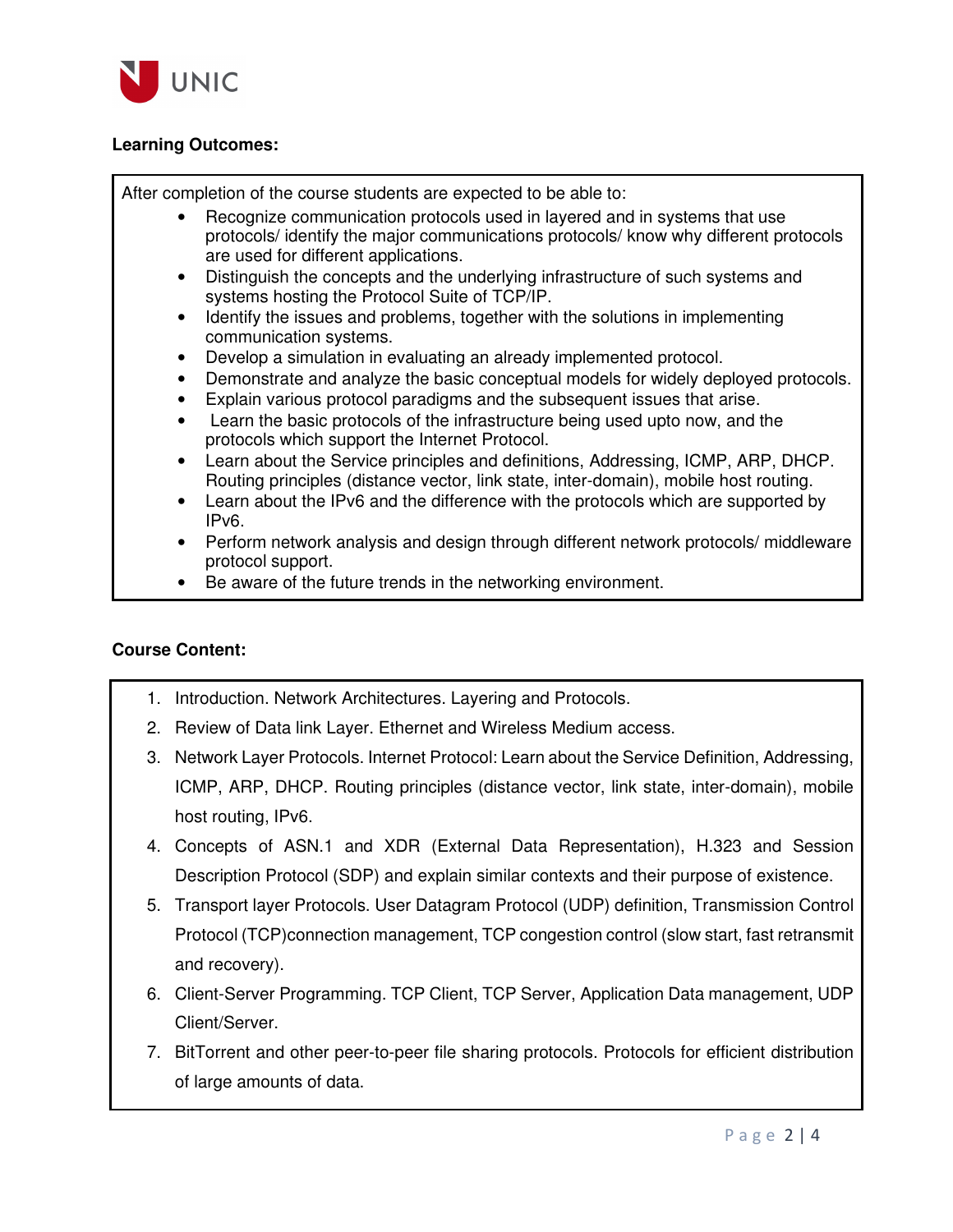**Learning Outcomes:**

After completion of the course students are expected to be able to:

- Recognize communication protocols used in layered and in systems that use protocols/ identify the major communications protocols/ know why different protocols are used for different applications.
- Distinguish the concepts and the underlying infrastructure of such systems and systems hosting the Protocol Suite of TCP/IP.
- Identify the issues and problems, together with the solutions in implementing communication systems.
- Develop a simulation in evaluating an already implemented protocol.
- Demonstrate and analyze the basic conceptual models for widely deployed protocols.
- Explain various protocol paradigms and the subsequent issues that arise.
- Learn the basic protocols of the infrastructure being used upto now, and the protocols which support the Internet Protocol.
- Learn about the Service principles and definitions, Addressing, ICMP, ARP, DHCP. Routing principles (distance vector, link state, inter-domain), mobile host routing.
- Learn about the IPv6 and the difference with the protocols which are supported by IPv6.
- Perform network analysis and design through different network protocols/ middleware protocol support.
- Be aware of the future trends in the networking environment.

**Course Content:**

1. Introduction. Network Architectures. Layering and Protocols.
2. Review of Data link Layer. Ethernet and Wireless Medium access.
3. Network Layer Protocols. Internet Protocol: Learn about the Service Definition, Addressing, ICMP, ARP, DHCP. Routing principles (distance vector, link state, inter-domain), mobile host routing, IPv6.
4. Concepts of ASN.1 and XDR (External Data Representation), H.323 and Session Description Protocol (SDP) and explain similar contexts and their purpose of existence.
5. Transport layer Protocols. User Datagram Protocol (UDP) definition, Transmission Control Protocol (TCP)connection management, TCP congestion control (slow start, fast retransmit and recovery).
6. Client-Server Programming. TCP Client, TCP Server, Application Data management, UDP Client/Server.
7. BitTorrent and other peer-to-peer file sharing protocols. Protocols for efficient distribution of large amounts of data.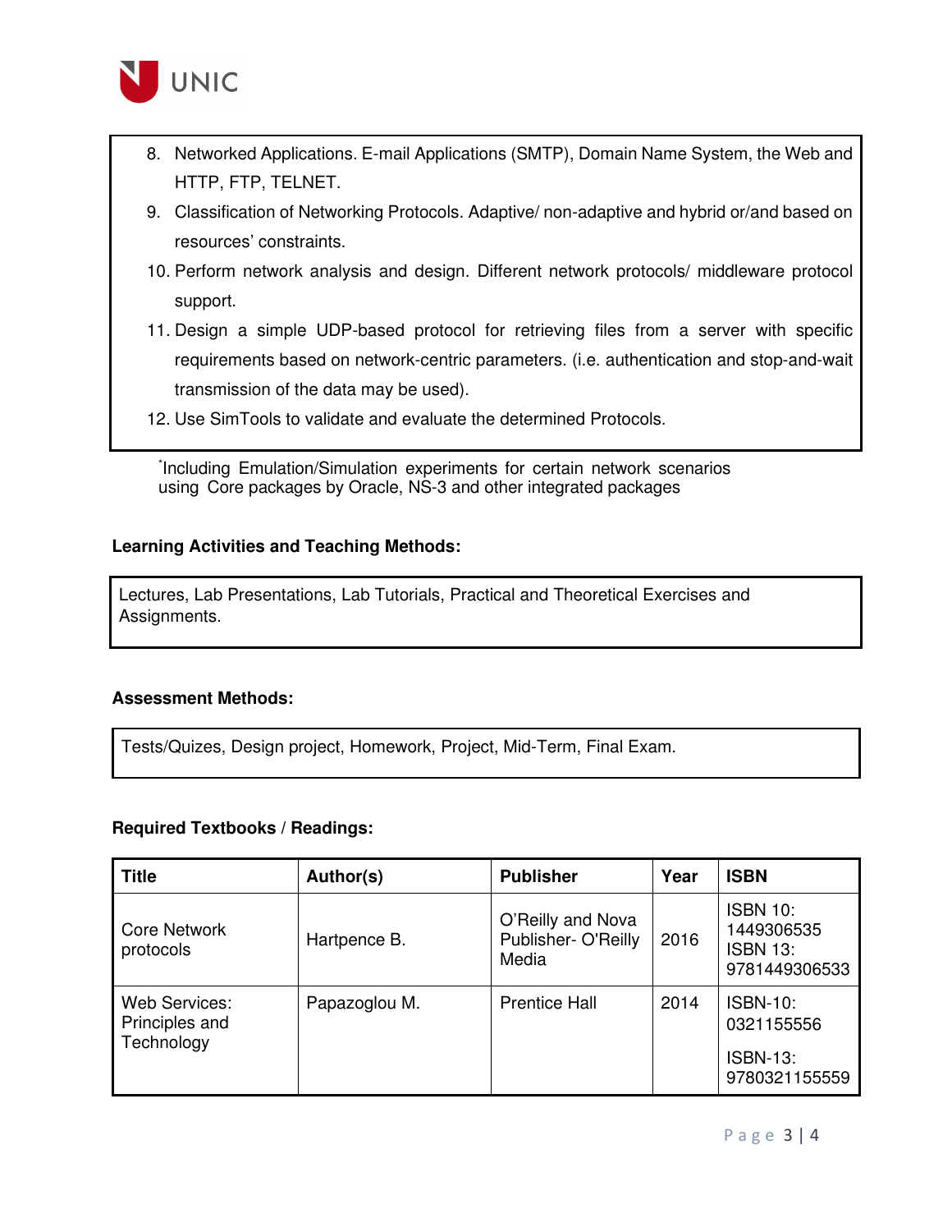8. Networked Applications. E-mail Applications (SMTP), Domain Name System, the Web and HTTP, FTP, TELNET.
9. Classification of Networking Protocols. Adaptive/ non-adaptive and hybrid or/and based on resources' constraints.
10. Perform network analysis and design. Different network protocols/ middleware protocol support.
11. Design a simple UDP-based protocol for retrieving files from a server with specific requirements based on network-centric parameters. (i.e. authentication and stop-and-wait transmission of the data may be used).
12. Use SimTools to validate and evaluate the determined Protocols.

*Including Emulation/Simulation experiments for certain network scenarios using Core packages by Oracle, NS-3 and other integrated packages

**Learning Activities and Teaching Methods:**

Lectures, Lab Presentations, Lab Tutorials, Practical and Theoretical Exercises and Assignments.

**Assessment Methods:**

Tests/Quizes, Design project, Homework, Project, Mid-Term, Final Exam.

**Required Textbooks / Readings:**

| Title | Author(s) | Publisher | Year | ISBN |
|---|---|---|---|---|
| Core Network protocols | Hartpence B. | O'Reilly and Nova Publisher- O'Reilly Media | 2016 | ISBN 10: 1449306535 ISBN 13: 9781449306533 |
| Web Services: Principles and Technology | Papazoglou M. | Prentice Hall | 2014 | ISBN-10: 0321155556 ISBN-13: 9780321155559 |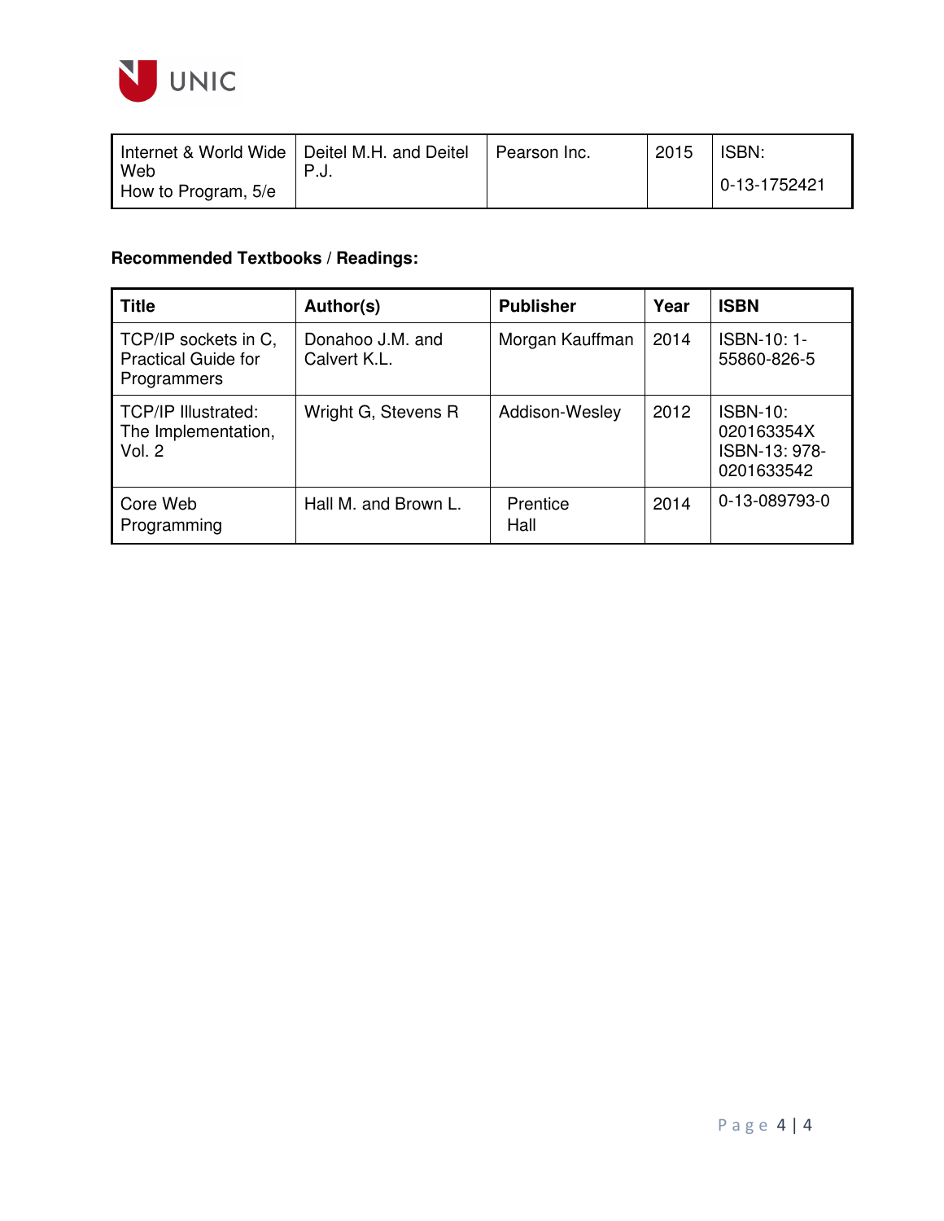| | | | | |
|---|---|---|---|---|
| Internet & World Wide Web How to Program, 5/e | Deitel M.H. and Deitel P.J. | Pearson Inc. | 2015 | ISBN: 0-13-1752421 |

**Recommended Textbooks / Readings:**

| Title | Author(s) | Publisher | Year | ISBN |
|---|---|---|---|---|
| TCP/IP sockets in C, Practical Guide for Programmers | Donahoo J.M. and Calvert K.L. | Morgan Kauffman | 2014 | ISBN-10: 1-55860-826-5 |
| TCP/IP Illustrated: The Implementation, Vol. 2 | Wright G, Stevens R | Addison-Wesley | 2012 | ISBN-10: 020163354X ISBN-13: 978-0201633542 |
| Core Web Programming | Hall M. and Brown L. | Prentice Hall | 2014 | 0-13-089793-0 |